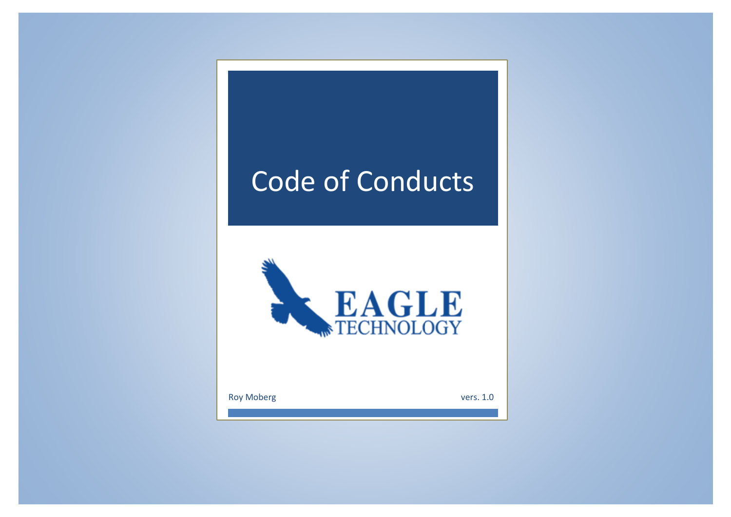# Code of Conducts

EAGLE
TECHNOLOGY

Roy Moberg

vers. 1.0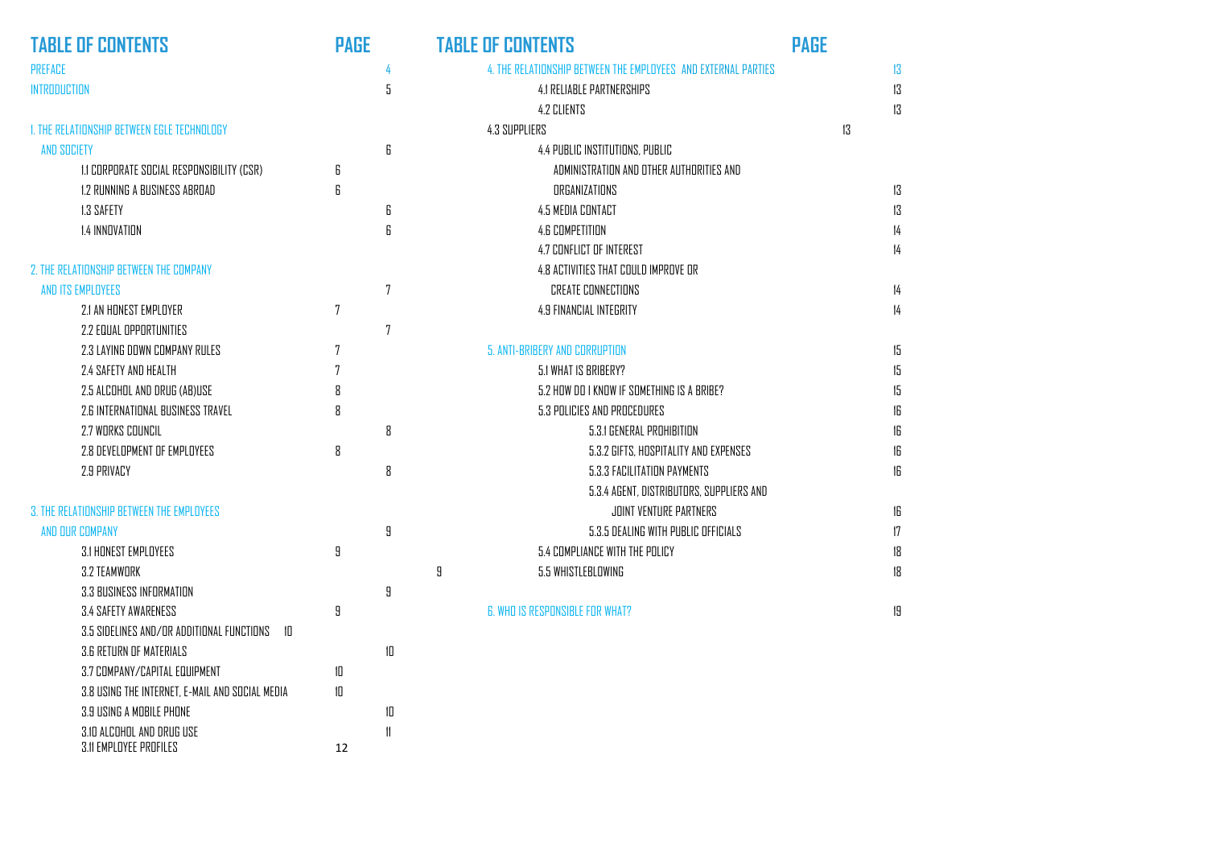# TABLE OF CONTENTS

| TABLE OF CONTENTS | PAGE |
|---|---|
| PREFACE | 4 |
| INTRODUCTION | 5 |
| 1. THE RELATIONSHIP BETWEEN EGLE TECHNOLOGY AND SOCIETY | 6 |
| 1.1 CORPORATE SOCIAL RESPONSIBILITY (CSR) | 6 |
| 1.2 RUNNING A BUSINESS ABROAD | 6 |
| 1.3 SAFETY | 6 |
| 1.4 INNOVATION | 6 |
| 2. THE RELATIONSHIP BETWEEN THE COMPANY AND ITS EMPLOYEES | 7 |
| 2.1 AN HONEST EMPLOYER | 7 |
| 2.2 EQUAL OPPORTUNITIES | 7 |
| 2.3 LAYING DOWN COMPANY RULES | 7 |
| 2.4 SAFETY AND HEALTH | 7 |
| 2.5 ALCOHOL AND DRUG (AB)USE | 8 |
| 2.6 INTERNATIONAL BUSINESS TRAVEL | 8 |
| 2.7 WORKS COUNCIL | 8 |
| 2.8 DEVELOPMENT OF EMPLOYEES | 8 |
| 2.9 PRIVACY | 8 |
| 3. THE RELATIONSHIP BETWEEN THE EMPLOYEES AND OUR COMPANY | 9 |
| 3.1 HONEST EMPLOYEES | 9 |
| 3.2 TEAMWORK | 9 |
| 3.3 BUSINESS INFORMATION | 9 |
| 3.4 SAFETY AWARENESS | 9 |
| 3.5 SIDELINES AND/OR ADDITIONAL FUNCTIONS | 10 |
| 3.6 RETURN OF MATERIALS | 10 |
| 3.7 COMPANY/CAPITAL EQUIPMENT | 10 |
| 3.8 USING THE INTERNET, E-MAIL AND SOCIAL MEDIA | 10 |
| 3.9 USING A MOBILE PHONE | 10 |
| 3.10 ALCOHOL AND DRUG USE | 11 |
| 3.11 EMPLOYEE PROFILES | 12 |

| TABLE OF CONTENTS | PAGE |
|---|---|
| 4. THE RELATIONSHIP BETWEEN THE EMPLOYEES AND EXTERNAL PARTIES | 13 |
| 4.1 RELIABLE PARTNERSHIPS | 13 |
| 4.2 CLIENTS | 13 |
| 4.3 SUPPLIERS | 13 |
| 4.4 PUBLIC INSTITUTIONS, PUBLIC ADMINISTRATION AND OTHER AUTHORITIES AND ORGANIZATIONS | 13 |
| 4.5 MEDIA CONTACT | 13 |
| 4.6 COMPETITION | 14 |
| 4.7 CONFLICT OF INTEREST | 14 |
| 4.8 ACTIVITIES THAT COULD IMPROVE OR CREATE CONNECTIONS | 14 |
| 4.9 FINANCIAL INTEGRITY | 14 |
| 5. ANTI-BRIBERY AND CORRUPTION | 15 |
| 5.1 WHAT IS BRIBERY? | 15 |
| 5.2 HOW DO I KNOW IF SOMETHING IS A BRIBE? | 15 |
| 5.3 POLICIES AND PROCEDURES | 16 |
| 5.3.1 GENERAL PROHIBITION | 16 |
| 5.3.2 GIFTS, HOSPITALITY AND EXPENSES | 16 |
| 5.3.3 FACILITATION PAYMENTS | 16 |
| 5.3.4 AGENT, DISTRIBUTORS, SUPPLIERS AND JOINT VENTURE PARTNERS | 16 |
| 5.3.5 DEALING WITH PUBLIC OFFICIALS | 17 |
| 5.4 COMPLIANCE WITH THE POLICY | 18 |
| 5.5 WHISTLEBLOWING | 18 |
| 6. WHO IS RESPONSIBLE FOR WHAT? | 19 |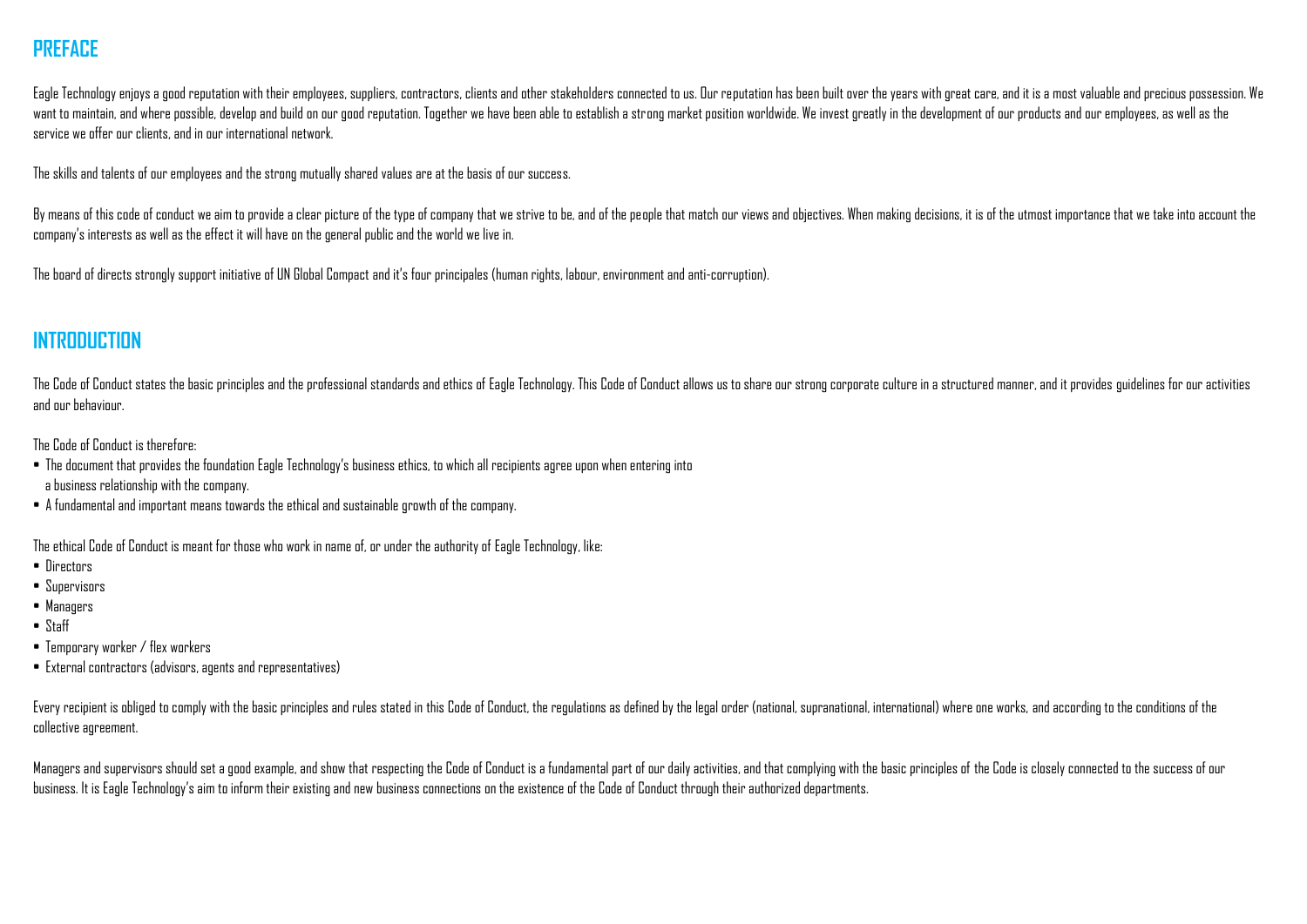## PREFACE

Eagle Technology enjoys a good reputation with their employees, suppliers, contractors, clients and other stakeholders connected to us. Our reputation has been built over the years with great care, and it is a most valuable and precious possession. We want to maintain, and where possible, develop and build on our good reputation. Together we have been able to establish a strong market position worldwide. We invest greatly in the development of our products and our employees, as well as the service we offer our clients, and in our international network.

The skills and talents of our employees and the strong mutually shared values are at the basis of our success.

By means of this code of conduct we aim to provide a clear picture of the type of company that we strive to be, and of the people that match our views and objectives. When making decisions, it is of the utmost importance that we take into account the company's interests as well as the effect it will have on the general public and the world we live in.

The board of directs strongly support initiative of UN Global Compact and it's four principales (human rights, labour, environment and anti-corruption).

## INTRODUCTION

The Code of Conduct states the basic principles and the professional standards and ethics of Eagle Technology. This Code of Conduct allows us to share our strong corporate culture in a structured manner, and it provides guidelines for our activities and our behaviour.

The Code of Conduct is therefore:

- The document that provides the foundation Eagle Technology's business ethics, to which all recipients agree upon when entering into a business relationship with the company.
- A fundamental and important means towards the ethical and sustainable growth of the company.

The ethical Code of Conduct is meant for those who work in name of, or under the authority of Eagle Technology, like:

- Directors
- Supervisors
- Managers
- Staff
- Temporary worker / flex workers
- External contractors (advisors, agents and representatives)

Every recipient is obliged to comply with the basic principles and rules stated in this Code of Conduct, the regulations as defined by the legal order (national, supranational, international) where one works, and according to the conditions of the collective agreement.

Managers and supervisors should set a good example, and show that respecting the Code of Conduct is a fundamental part of our daily activities, and that complying with the basic principles of the Code is closely connected to the success of our business. It is Eagle Technology's aim to inform their existing and new business connections on the existence of the Code of Conduct through their authorized departments.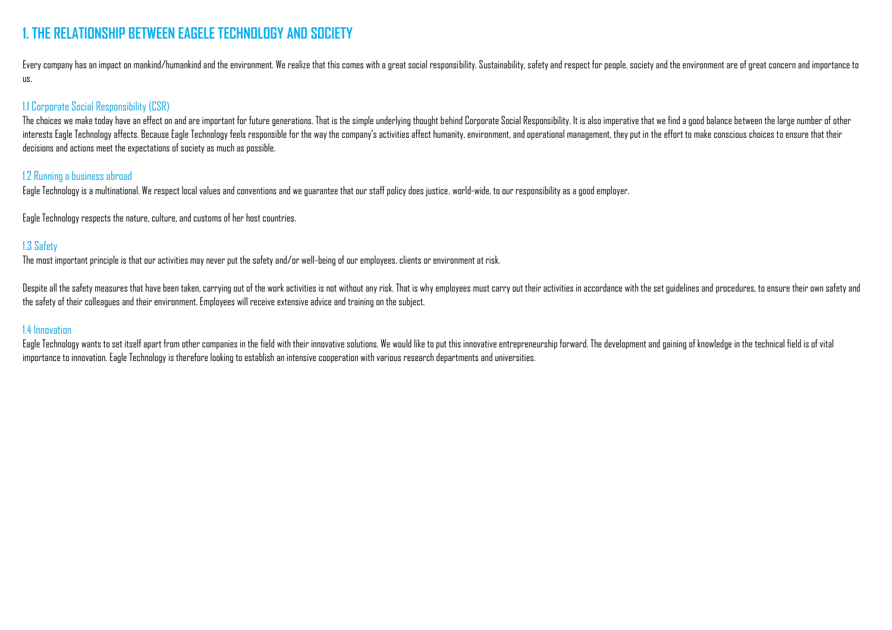# 1. THE RELATIONSHIP BETWEEN EAGELE TECHNOLOGY AND SOCIETY

Every company has an impact on mankind/humankind and the environment. We realize that this comes with a great social responsibility. Sustainability, safety and respect for people, society and the environment are of great concern and importance to us.

## 1.1 Corporate Social Responsibility (CSR)

The choices we make today have an effect on and are important for future generations. That is the simple underlying thought behind Corporate Social Responsibility. It is also imperative that we find a good balance between the large number of other interests Eagle Technology affects. Because Eagle Technology feels responsible for the way the company's activities affect humanity, environment, and operational management, they put in the effort to make conscious choices to ensure that their decisions and actions meet the expectations of society as much as possible.

## 1.2 Running a business abroad

Eagle Technology is a multinational. We respect local values and conventions and we guarantee that our staff policy does justice, world-wide, to our responsibility as a good employer.

Eagle Technology respects the nature, culture, and customs of her host countries.

## 1.3 Safety

The most important principle is that our activities may never put the safety and/or well-being of our employees, clients or environment at risk.

Despite all the safety measures that have been taken, carrying out of the work activities is not without any risk. That is why employees must carry out their activities in accordance with the set guidelines and procedures, to ensure their own safety and the safety of their colleagues and their environment. Employees will receive extensive advice and training on the subject.

## 1.4 Innovation

Eagle Technology wants to set itself apart from other companies in the field with their innovative solutions. We would like to put this innovative entrepreneurship forward. The development and gaining of knowledge in the technical field is of vital importance to innovation. Eagle Technology is therefore looking to establish an intensive cooperation with various research departments and universities.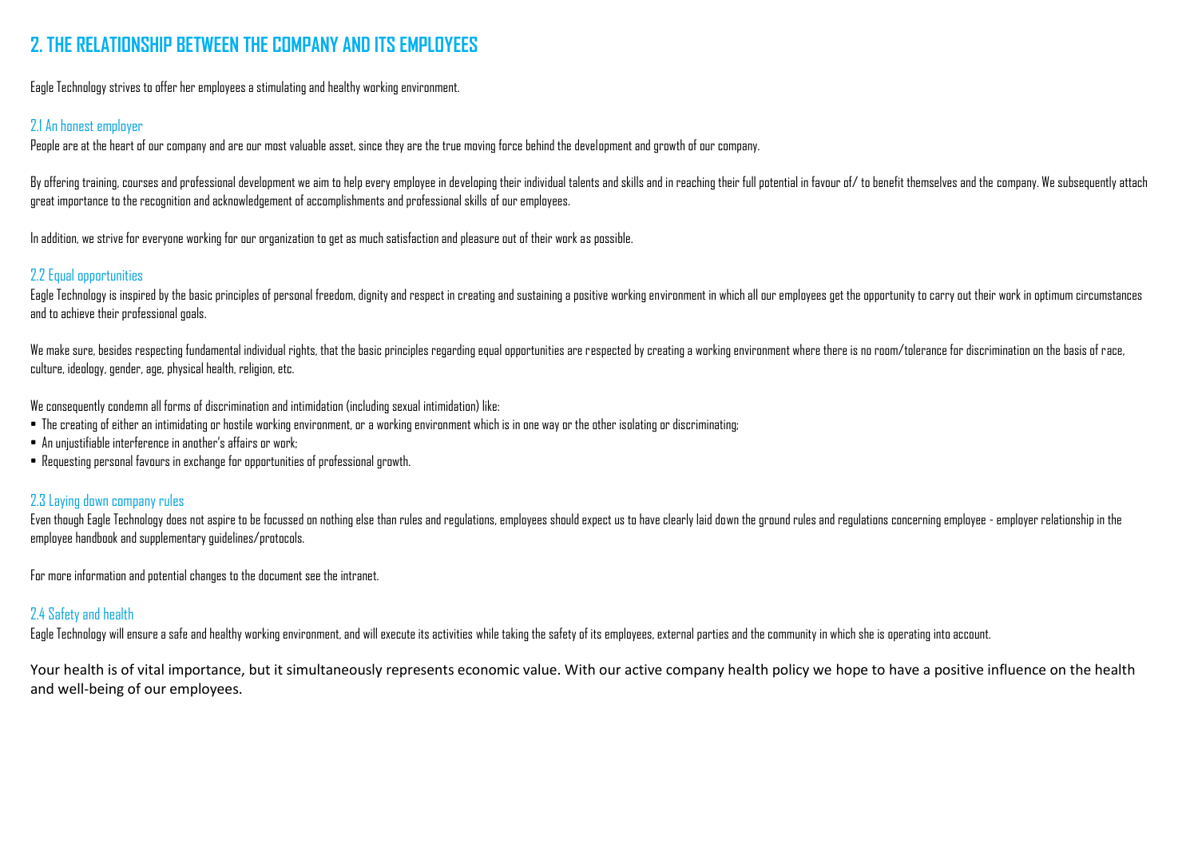## 2. THE RELATIONSHIP BETWEEN THE COMPANY AND ITS EMPLOYEES

Eagle Technology strives to offer her employees a stimulating and healthy working environment.

### 2.1 An honest employer

People are at the heart of our company and are our most valuable asset, since they are the true moving force behind the development and growth of our company.

By offering training, courses and professional development we aim to help every employee in developing their individual talents and skills and in reaching their full potential in favour of/ to benefit themselves and the company. We subsequently attach great importance to the recognition and acknowledgement of accomplishments and professional skills of our employees.

In addition, we strive for everyone working for our organization to get as much satisfaction and pleasure out of their work as possible.

### 2.2 Equal opportunities

Eagle Technology is inspired by the basic principles of personal freedom, dignity and respect in creating and sustaining a positive working environment in which all our employees get the opportunity to carry out their work in optimum circumstances and to achieve their professional goals.

We make sure, besides respecting fundamental individual rights, that the basic principles regarding equal opportunities are respected by creating a working environment where there is no room/tolerance for discrimination on the basis of race, culture, ideology, gender, age, physical health, religion, etc.

We consequently condemn all forms of discrimination and intimidation (including sexual intimidation) like:

- The creating of either an intimidating or hostile working environment, or a working environment which is in one way or the other isolating or discriminating;
- An unjustifiable interference in another's affairs or work;
- Requesting personal favours in exchange for opportunities of professional growth.

### 2.3 Laying down company rules

Even though Eagle Technology does not aspire to be focussed on nothing else than rules and regulations, employees should expect us to have clearly laid down the ground rules and regulations concerning employee - employer relationship in the employee handbook and supplementary guidelines/protocols.

For more information and potential changes to the document see the intranet.

### 2.4 Safety and health

Eagle Technology will ensure a safe and healthy working environment, and will execute its activities while taking the safety of its employees, external parties and the community in which she is operating into account.

Your health is of vital importance, but it simultaneously represents economic value. With our active company health policy we hope to have a positive influence on the health and well-being of our employees.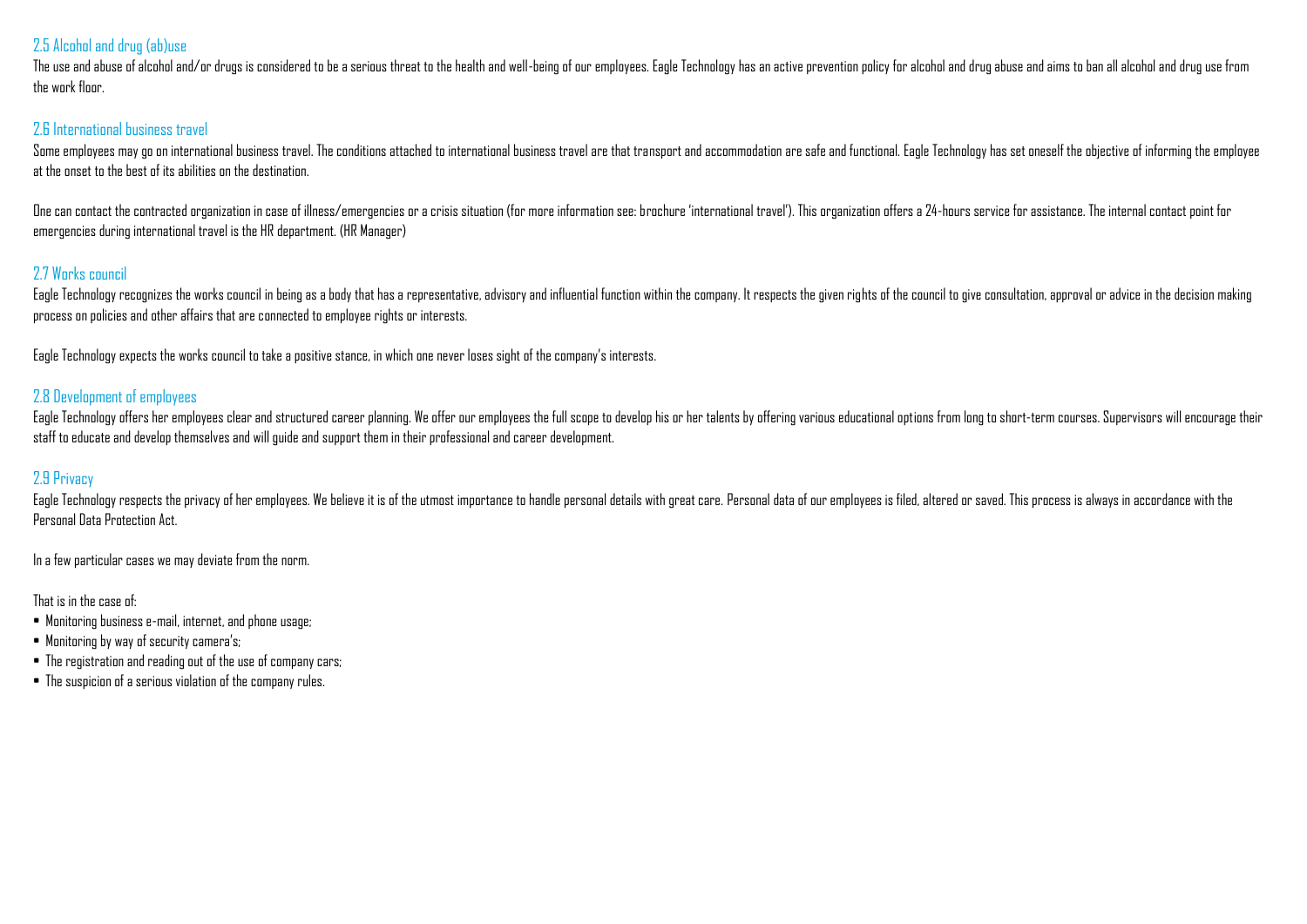## 2.5 Alcohol and drug (ab)use

The use and abuse of alcohol and/or drugs is considered to be a serious threat to the health and well-being of our employees. Eagle Technology has an active prevention policy for alcohol and drug abuse and aims to ban all alcohol and drug use from the work floor.

## 2.6 International business travel

Some employees may go on international business travel. The conditions attached to international business travel are that transport and accommodation are safe and functional. Eagle Technology has set oneself the objective of informing the employee at the onset to the best of its abilities on the destination.

One can contact the contracted organization in case of illness/emergencies or a crisis situation (for more information see: brochure 'international travel'). This organization offers a 24-hours service for assistance. The internal contact point for emergencies during international travel is the HR department. (HR Manager)

## 2.7 Works council

Eagle Technology recognizes the works council in being as a body that has a representative, advisory and influential function within the company. It respects the given rights of the council to give consultation, approval or advice in the decision making process on policies and other affairs that are connected to employee rights or interests.

Eagle Technology expects the works council to take a positive stance, in which one never loses sight of the company's interests.

## 2.8 Development of employees

Eagle Technology offers her employees clear and structured career planning. We offer our employees the full scope to develop his or her talents by offering various educational options from long to short-term courses. Supervisors will encourage their staff to educate and develop themselves and will guide and support them in their professional and career development.

## 2.9 Privacy

Eagle Technology respects the privacy of her employees. We believe it is of the utmost importance to handle personal details with great care. Personal data of our employees is filed, altered or saved. This process is always in accordance with the Personal Data Protection Act.

In a few particular cases we may deviate from the norm.

That is in the case of:

- Monitoring business e-mail, internet, and phone usage;
- Monitoring by way of security camera's;
- The registration and reading out of the use of company cars;
- The suspicion of a serious violation of the company rules.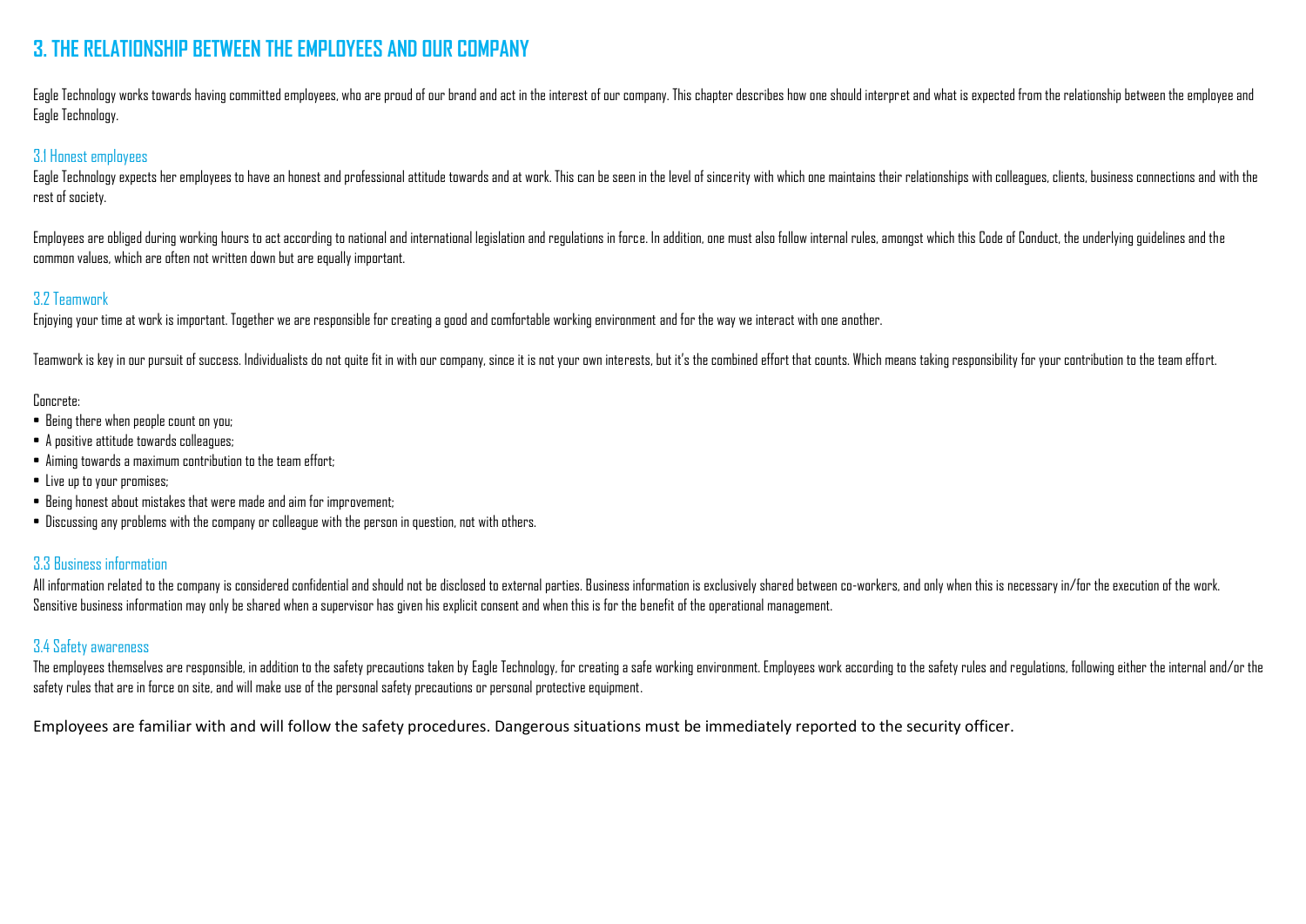# 3. THE RELATIONSHIP BETWEEN THE EMPLOYEES AND OUR COMPANY

Eagle Technology works towards having committed employees, who are proud of our brand and act in the interest of our company. This chapter describes how one should interpret and what is expected from the relationship between the employee and Eagle Technology.

## 3.1 Honest employees

Eagle Technology expects her employees to have an honest and professional attitude towards and at work. This can be seen in the level of sincerity with which one maintains their relationships with colleagues, clients, business connections and with the rest of society.

Employees are obliged during working hours to act according to national and international legislation and regulations in force. In addition, one must also follow internal rules, amongst which this Code of Conduct, the underlying guidelines and the common values, which are often not written down but are equally important.

## 3.2 Teamwork

Enjoying your time at work is important. Together we are responsible for creating a good and comfortable working environment and for the way we interact with one another.

Teamwork is key in our pursuit of success. Individualists do not quite fit in with our company, since it is not your own interests, but it's the combined effort that counts. Which means taking responsibility for your contribution to the team effort.

Concrete:

- Being there when people count on you;
- A positive attitude towards colleagues;
- Aiming towards a maximum contribution to the team effort;
- Live up to your promises;
- Being honest about mistakes that were made and aim for improvement;
- Discussing any problems with the company or colleague with the person in question, not with others.

## 3.3 Business information

All information related to the company is considered confidential and should not be disclosed to external parties. Business information is exclusively shared between co-workers, and only when this is necessary in/for the execution of the work. Sensitive business information may only be shared when a supervisor has given his explicit consent and when this is for the benefit of the operational management.

## 3.4 Safety awareness

The employees themselves are responsible, in addition to the safety precautions taken by Eagle Technology, for creating a safe working environment. Employees work according to the safety rules and regulations, following either the internal and/or the safety rules that are in force on site, and will make use of the personal safety precautions or personal protective equipment.

Employees are familiar with and will follow the safety procedures. Dangerous situations must be immediately reported to the security officer.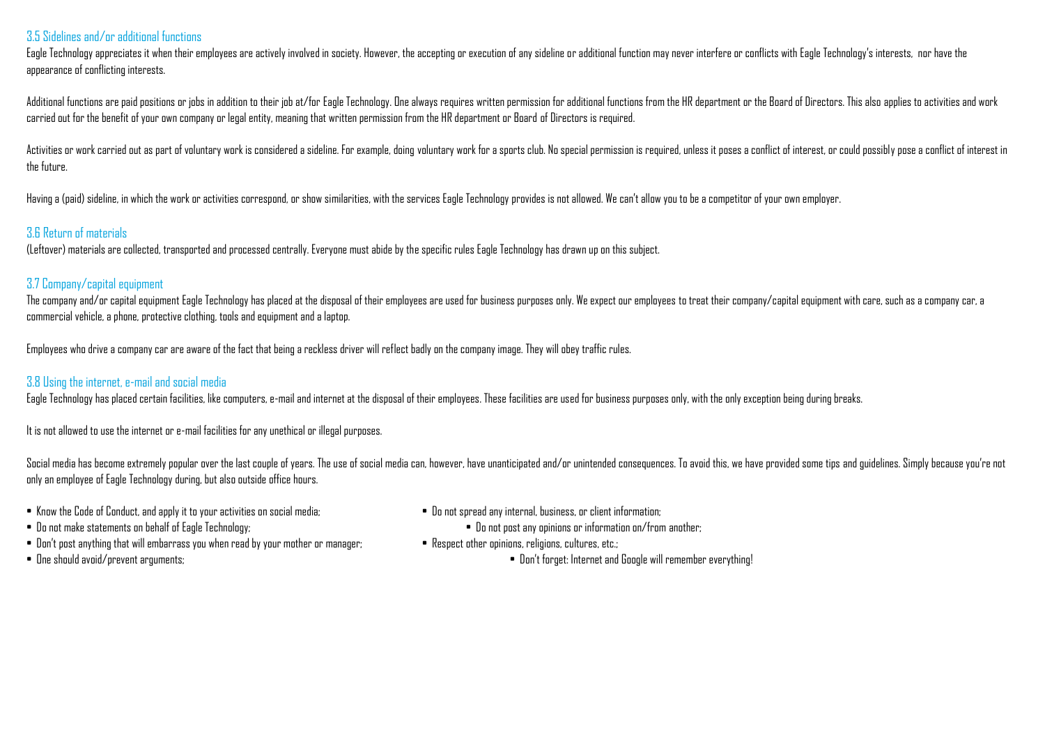### 3.5 Sidelines and/or additional functions

Eagle Technology appreciates it when their employees are actively involved in society. However, the accepting or execution of any sideline or additional function may never interfere or conflicts with Eagle Technology's interests, nor have the appearance of conflicting interests.

Additional functions are paid positions or jobs in addition to their job at/for Eagle Technology. One always requires written permission for additional functions from the HR department or the Board of Directors. This also applies to activities and work carried out for the benefit of your own company or legal entity, meaning that written permission from the HR department or Board of Directors is required.

Activities or work carried out as part of voluntary work is considered a sideline. For example, doing voluntary work for a sports club. No special permission is required, unless it poses a conflict of interest, or could possibly pose a conflict of interest in the future.

Having a (paid) sideline, in which the work or activities correspond, or show similarities, with the services Eagle Technology provides is not allowed. We can't allow you to be a competitor of your own employer.

### 3.6 Return of materials

(Leftover) materials are collected, transported and processed centrally. Everyone must abide by the specific rules Eagle Technology has drawn up on this subject.

### 3.7 Company/capital equipment

The company and/or capital equipment Eagle Technology has placed at the disposal of their employees are used for business purposes only. We expect our employees to treat their company/capital equipment with care, such as a company car, a commercial vehicle, a phone, protective clothing, tools and equipment and a laptop.

Employees who drive a company car are aware of the fact that being a reckless driver will reflect badly on the company image. They will obey traffic rules.

### 3.8 Using the internet, e-mail and social media

Eagle Technology has placed certain facilities, like computers, e-mail and internet at the disposal of their employees. These facilities are used for business purposes only, with the only exception being during breaks.

It is not allowed to use the internet or e-mail facilities for any unethical or illegal purposes.

Social media has become extremely popular over the last couple of years. The use of social media can, however, have unanticipated and/or unintended consequences. To avoid this, we have provided some tips and guidelines. Simply because you're not only an employee of Eagle Technology during, but also outside office hours.

- Know the Code of Conduct, and apply it to your activities on social media;
- Do not make statements on behalf of Eagle Technology;
- Don't post anything that will embarrass you when read by your mother or manager;
- One should avoid/prevent arguments;
- Do not spread any internal, business, or client information;
- Do not post any opinions or information on/from another;
- Respect other opinions, religions, cultures, etc.;
- Don't forget: Internet and Google will remember everything!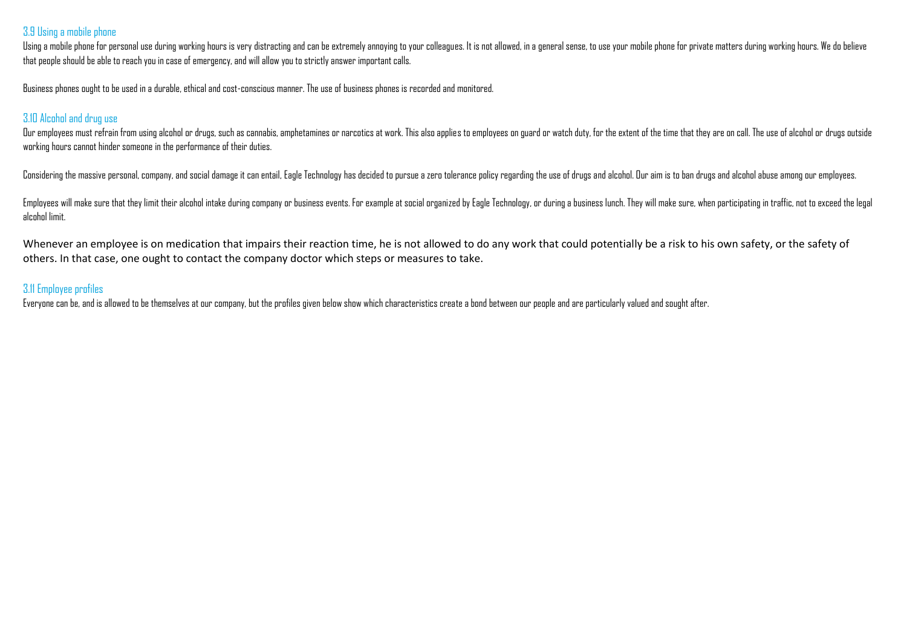### 3.9 Using a mobile phone

Using a mobile phone for personal use during working hours is very distracting and can be extremely annoying to your colleagues. It is not allowed, in a general sense, to use your mobile phone for private matters during working hours. We do believe that people should be able to reach you in case of emergency, and will allow you to strictly answer important calls.

Business phones ought to be used in a durable, ethical and cost-conscious manner. The use of business phones is recorded and monitored.

### 3.10 Alcohol and drug use

Our employees must refrain from using alcohol or drugs, such as cannabis, amphetamines or narcotics at work. This also applies to employees on guard or watch duty, for the extent of the time that they are on call. The use of alcohol or drugs outside working hours cannot hinder someone in the performance of their duties.

Considering the massive personal, company, and social damage it can entail, Eagle Technology has decided to pursue a zero tolerance policy regarding the use of drugs and alcohol. Our aim is to ban drugs and alcohol abuse among our employees.

Employees will make sure that they limit their alcohol intake during company or business events. For example at social organized by Eagle Technology, or during a business lunch. They will make sure, when participating in traffic, not to exceed the legal alcohol limit.

Whenever an employee is on medication that impairs their reaction time, he is not allowed to do any work that could potentially be a risk to his own safety, or the safety of others. In that case, one ought to contact the company doctor which steps or measures to take.

### 3.11 Employee profiles

Everyone can be, and is allowed to be themselves at our company, but the profiles given below show which characteristics create a bond between our people and are particularly valued and sought after.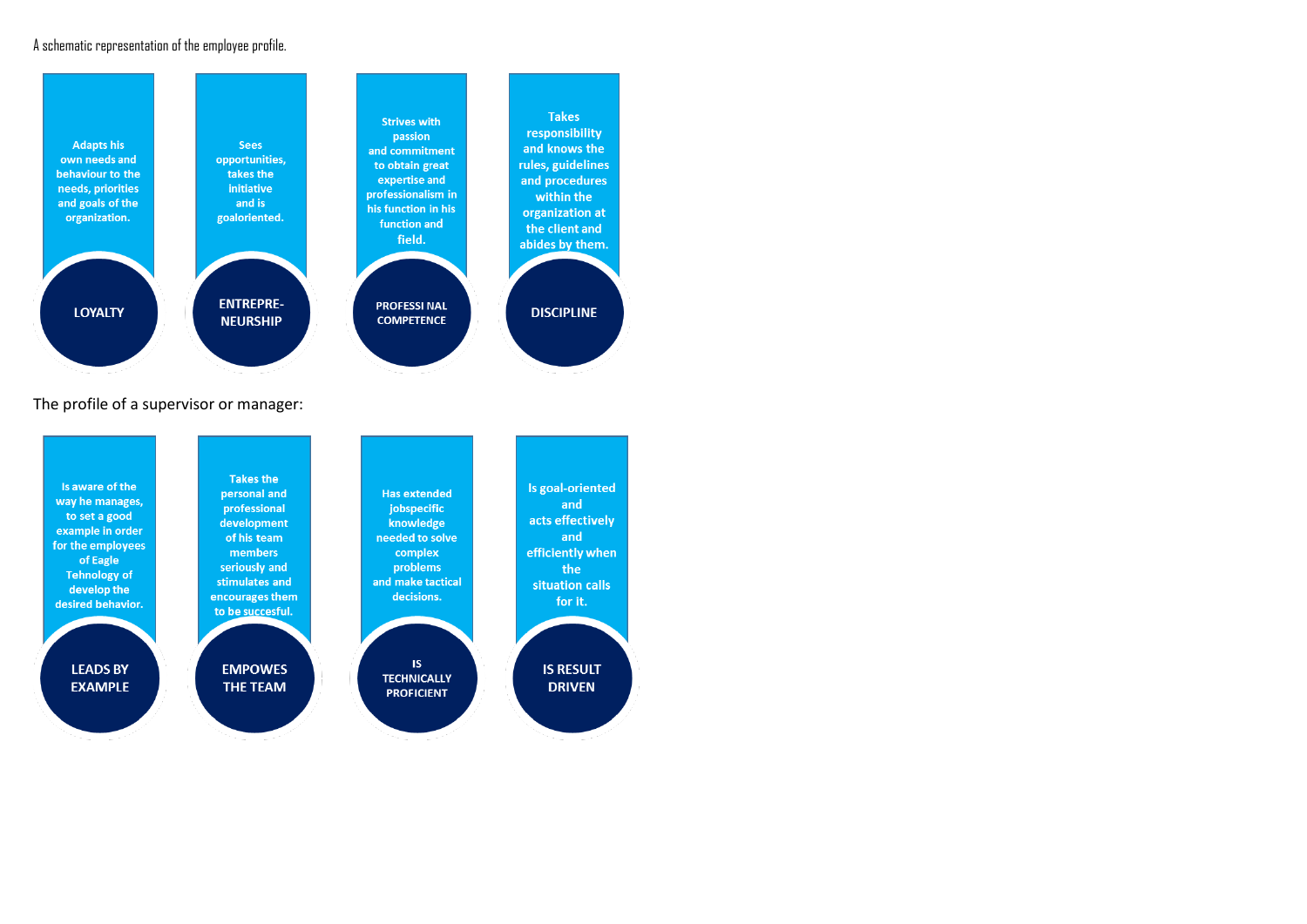A schematic representation of the employee profile.

**LOYALTY**
Adapts his own needs and behaviour to the needs, priorities and goals of the organization.

**ENTREPRE-NEURSHIP**
Sees opportunities, takes the initiative and is goaloriented.

**PROFESSI NAL COMPETENCE**
Strives with passion and commitment to obtain great expertise and professionalism in his function in his function and field.

**DISCIPLINE**
Takes responsibility and knows the rules, guidelines and procedures within the organization at the client and abides by them.

The profile of a supervisor or manager:

**LEADS BY EXAMPLE**
Is aware of the way he manages, to set a good example in order for the employees of Eagle Tehnology of develop the desired behavior.

**EMPOWES THE TEAM**
Takes the personal and professional development of his team members seriously and stimulates and encourages them to be succesful.

**IS TECHNICALLY PROFICIENT**
Has extended jobspecific knowledge needed to solve complex problems and make tactical decisions.

**IS RESULT DRIVEN**
Is goal-oriented and acts effectively and efficiently when the situation calls for it.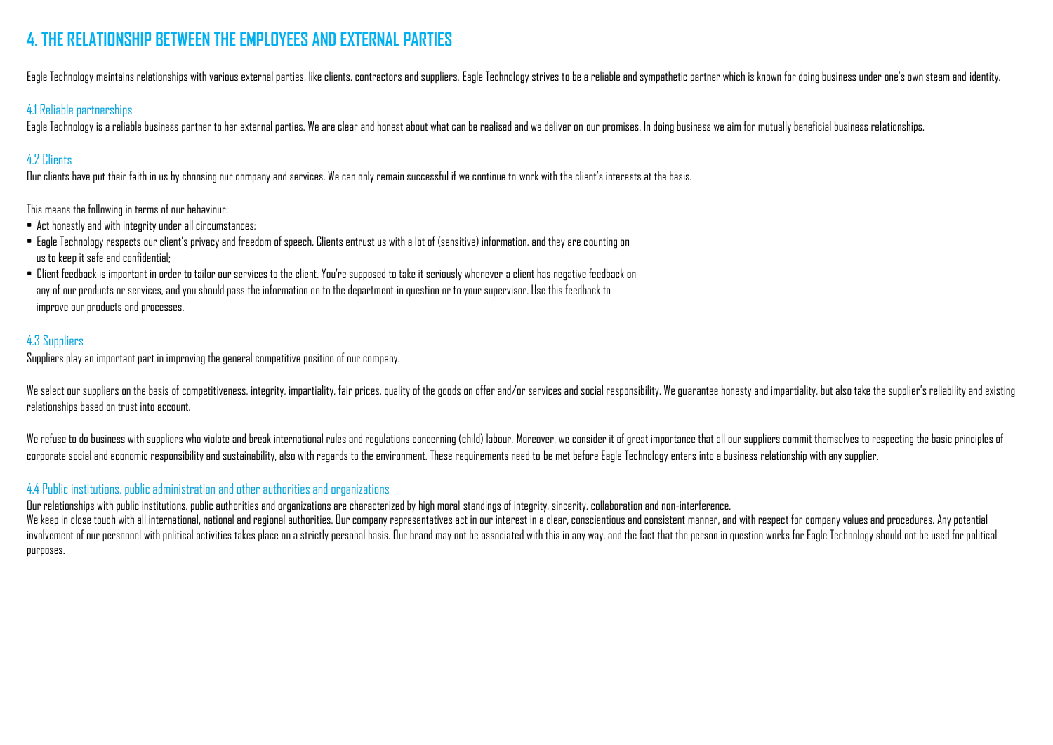## 4. THE RELATIONSHIP BETWEEN THE EMPLOYEES AND EXTERNAL PARTIES

Eagle Technology maintains relationships with various external parties, like clients, contractors and suppliers. Eagle Technology strives to be a reliable and sympathetic partner which is known for doing business under one's own steam and identity.

### 4.1 Reliable partnerships

Eagle Technology is a reliable business partner to her external parties. We are clear and honest about what can be realised and we deliver on our promises. In doing business we aim for mutually beneficial business relationships.

### 4.2 Clients

Our clients have put their faith in us by choosing our company and services. We can only remain successful if we continue to work with the client's interests at the basis.

This means the following in terms of our behaviour:

- Act honestly and with integrity under all circumstances;
- Eagle Technology respects our client's privacy and freedom of speech. Clients entrust us with a lot of (sensitive) information, and they are counting on us to keep it safe and confidential;
- Client feedback is important in order to tailor our services to the client. You're supposed to take it seriously whenever a client has negative feedback on any of our products or services, and you should pass the information on to the department in question or to your supervisor. Use this feedback to improve our products and processes.

### 4.3 Suppliers

Suppliers play an important part in improving the general competitive position of our company.

We select our suppliers on the basis of competitiveness, integrity, impartiality, fair prices, quality of the goods on offer and/or services and social responsibility. We guarantee honesty and impartiality, but also take the supplier's reliability and existing relationships based on trust into account.

We refuse to do business with suppliers who violate and break international rules and regulations concerning (child) labour. Moreover, we consider it of great importance that all our suppliers commit themselves to respecting the basic principles of corporate social and economic responsibility and sustainability, also with regards to the environment. These requirements need to be met before Eagle Technology enters into a business relationship with any supplier.

### 4.4 Public institutions, public administration and other authorities and organizations

Our relationships with public institutions, public authorities and organizations are characterized by high moral standings of integrity, sincerity, collaboration and non-interference.
We keep in close touch with all international, national and regional authorities. Our company representatives act in our interest in a clear, conscientious and consistent manner, and with respect for company values and procedures. Any potential involvement of our personnel with political activities takes place on a strictly personal basis. Our brand may not be associated with this in any way, and the fact that the person in question works for Eagle Technology should not be used for political purposes.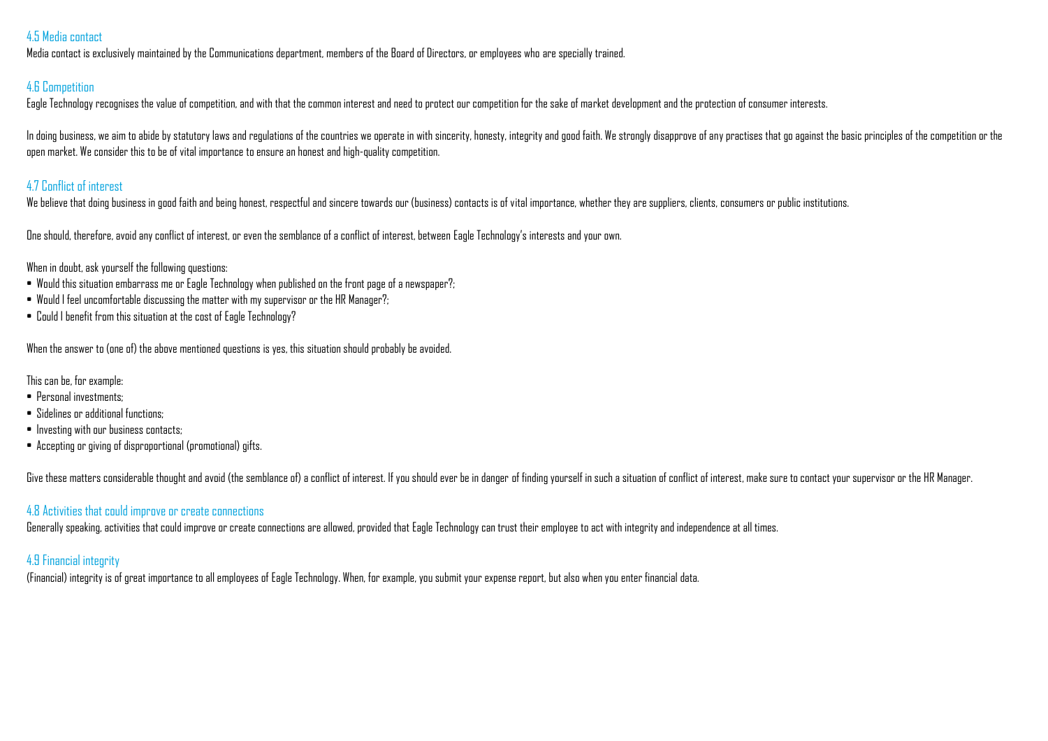### 4.5 Media contact

Media contact is exclusively maintained by the Communications department, members of the Board of Directors, or employees who are specially trained.

### 4.6 Competition

Eagle Technology recognises the value of competition, and with that the common interest and need to protect our competition for the sake of market development and the protection of consumer interests.

In doing business, we aim to abide by statutory laws and regulations of the countries we operate in with sincerity, honesty, integrity and good faith. We strongly disapprove of any practises that go against the basic principles of the competition or the open market. We consider this to be of vital importance to ensure an honest and high-quality competition.

### 4.7 Conflict of interest

We believe that doing business in good faith and being honest, respectful and sincere towards our (business) contacts is of vital importance, whether they are suppliers, clients, consumers or public institutions.

One should, therefore, avoid any conflict of interest, or even the semblance of a conflict of interest, between Eagle Technology's interests and your own.

When in doubt, ask yourself the following questions:

- Would this situation embarrass me or Eagle Technology when published on the front page of a newspaper?;
- Would I feel uncomfortable discussing the matter with my supervisor or the HR Manager?;
- Could I benefit from this situation at the cost of Eagle Technology?

When the answer to (one of) the above mentioned questions is yes, this situation should probably be avoided.

This can be, for example:

- Personal investments;
- Sidelines or additional functions;
- Investing with our business contacts;
- Accepting or giving of disproportional (promotional) gifts.

Give these matters considerable thought and avoid (the semblance of) a conflict of interest. If you should ever be in danger of finding yourself in such a situation of conflict of interest, make sure to contact your supervisor or the HR Manager.

### 4.8 Activities that could improve or create connections

Generally speaking, activities that could improve or create connections are allowed, provided that Eagle Technology can trust their employee to act with integrity and independence at all times.

### 4.9 Financial integrity

(Financial) integrity is of great importance to all employees of Eagle Technology. When, for example, you submit your expense report, but also when you enter financial data.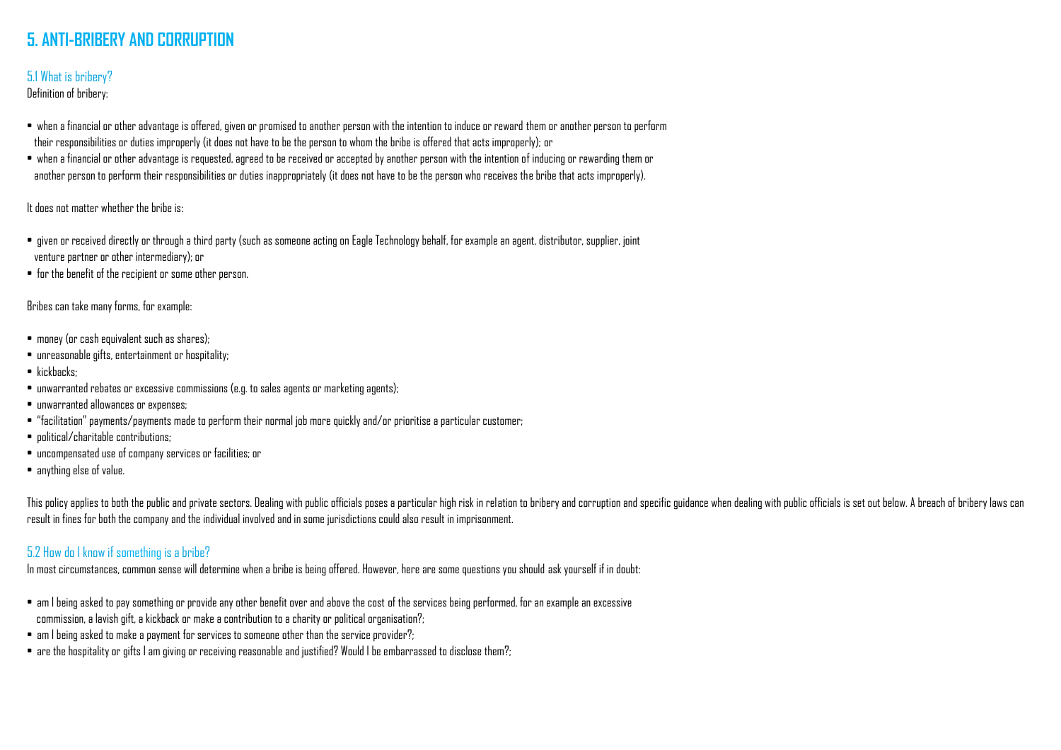# 5. ANTI-BRIBERY AND CORRUPTION

## 5.1 What is bribery?

Definition of bribery:

- when a financial or other advantage is offered, given or promised to another person with the intention to induce or reward them or another person to perform their responsibilities or duties improperly (it does not have to be the person to whom the bribe is offered that acts improperly); or
- when a financial or other advantage is requested, agreed to be received or accepted by another person with the intention of inducing or rewarding them or another person to perform their responsibilities or duties inappropriately (it does not have to be the person who receives the bribe that acts improperly).

It does not matter whether the bribe is:

- given or received directly or through a third party (such as someone acting on Eagle Technology behalf, for example an agent, distributor, supplier, joint venture partner or other intermediary); or
- for the benefit of the recipient or some other person.

Bribes can take many forms, for example:

- money (or cash equivalent such as shares);
- unreasonable gifts, entertainment or hospitality;
- kickbacks;
- unwarranted rebates or excessive commissions (e.g. to sales agents or marketing agents);
- unwarranted allowances or expenses;
- "facilitation" payments/payments made to perform their normal job more quickly and/or prioritise a particular customer;
- political/charitable contributions;
- uncompensated use of company services or facilities; or
- anything else of value.

This policy applies to both the public and private sectors. Dealing with public officials poses a particular high risk in relation to bribery and corruption and specific guidance when dealing with public officials is set out below. A breach of bribery laws can result in fines for both the company and the individual involved and in some jurisdictions could also result in imprisonment.

## 5.2 How do I know if something is a bribe?

In most circumstances, common sense will determine when a bribe is being offered. However, here are some questions you should ask yourself if in doubt:

- am I being asked to pay something or provide any other benefit over and above the cost of the services being performed, for an example an excessive commission, a lavish gift, a kickback or make a contribution to a charity or political organisation?;
- am I being asked to make a payment for services to someone other than the service provider?;
- are the hospitality or gifts I am giving or receiving reasonable and justified? Would I be embarrassed to disclose them?;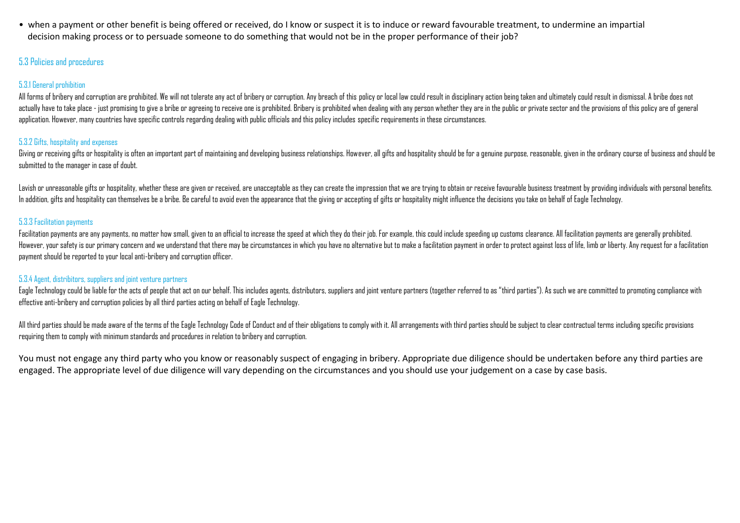- when a payment or other benefit is being offered or received, do I know or suspect it is to induce or reward favourable treatment, to undermine an impartial decision making process or to persuade someone to do something that would not be in the proper performance of their job?

## 5.3 Policies and procedures

### 5.3.1 General prohibition

All forms of bribery and corruption are prohibited. We will not tolerate any act of bribery or corruption. Any breach of this policy or local law could result in disciplinary action being taken and ultimately could result in dismissal. A bribe does not actually have to take place - just promising to give a bribe or agreeing to receive one is prohibited. Bribery is prohibited when dealing with any person whether they are in the public or private sector and the provisions of this policy are of general application. However, many countries have specific controls regarding dealing with public officials and this policy includes specific requirements in these circumstances.

### 5.3.2 Gifts, hospitality and expenses

Giving or receiving gifts or hospitality is often an important part of maintaining and developing business relationships. However, all gifts and hospitality should be for a genuine purpose, reasonable, given in the ordinary course of business and should be submitted to the manager in case of doubt.

Lavish or unreasonable gifts or hospitality, whether these are given or received, are unacceptable as they can create the impression that we are trying to obtain or receive favourable business treatment by providing individuals with personal benefits. In addition, gifts and hospitality can themselves be a bribe. Be careful to avoid even the appearance that the giving or accepting of gifts or hospitality might influence the decisions you take on behalf of Eagle Technology.

### 5.3.3 Facilitation payments

Facilitation payments are any payments, no matter how small, given to an official to increase the speed at which they do their job. For example, this could include speeding up customs clearance. All facilitation payments are generally prohibited. However, your safety is our primary concern and we understand that there may be circumstances in which you have no alternative but to make a facilitation payment in order to protect against loss of life, limb or liberty. Any request for a facilitation payment should be reported to your local anti-bribery and corruption officer.

### 5.3.4 Agent, distributors, suppliers and joint venture partners

Eagle Technology could be liable for the acts of people that act on our behalf. This includes agents, distributors, suppliers and joint venture partners (together referred to as "third parties"). As such we are committed to promoting compliance with effective anti-bribery and corruption policies by all third parties acting on behalf of Eagle Technology.

All third parties should be made aware of the terms of the Eagle Technology Code of Conduct and of their obligations to comply with it. All arrangements with third parties should be subject to clear contractual terms including specific provisions requiring them to comply with minimum standards and procedures in relation to bribery and corruption.

You must not engage any third party who you know or reasonably suspect of engaging in bribery. Appropriate due diligence should be undertaken before any third parties are engaged. The appropriate level of due diligence will vary depending on the circumstances and you should use your judgement on a case by case basis.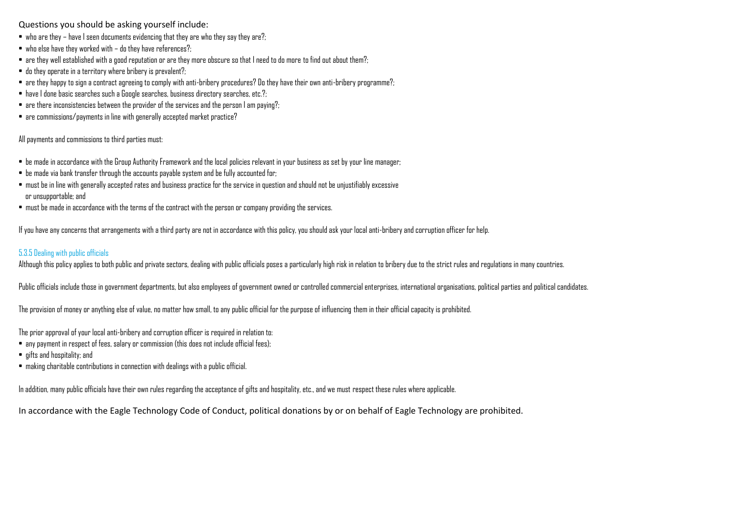Questions you should be asking yourself include:

- who are they – have I seen documents evidencing that they are who they say they are?;
- who else have they worked with – do they have references?;
- are they well established with a good reputation or are they more obscure so that I need to do more to find out about them?;
- do they operate in a territory where bribery is prevalent?;
- are they happy to sign a contract agreeing to comply with anti-bribery procedures? Do they have their own anti-bribery programme?;
- have I done basic searches such a Google searches, business directory searches, etc.?;
- are there inconsistencies between the provider of the services and the person I am paying?;
- are commissions/payments in line with generally accepted market practice?

All payments and commissions to third parties must:

- be made in accordance with the Group Authority Framework and the local policies relevant in your business as set by your line manager;
- be made via bank transfer through the accounts payable system and be fully accounted for;
- must be in line with generally accepted rates and business practice for the service in question and should not be unjustifiably excessive or unsupportable; and
- must be made in accordance with the terms of the contract with the person or company providing the services.

If you have any concerns that arrangements with a third party are not in accordance with this policy, you should ask your local anti-bribery and corruption officer for help.

### 5.3.5 Dealing with public officials

Although this policy applies to both public and private sectors, dealing with public officials poses a particularly high risk in relation to bribery due to the strict rules and regulations in many countries.

Public officials include those in government departments, but also employees of government owned or controlled commercial enterprises, international organisations, political parties and political candidates.

The provision of money or anything else of value, no matter how small, to any public official for the purpose of influencing them in their official capacity is prohibited.

The prior approval of your local anti-bribery and corruption officer is required in relation to:

- any payment in respect of fees, salary or commission (this does not include official fees);
- gifts and hospitality; and
- making charitable contributions in connection with dealings with a public official.

In addition, many public officials have their own rules regarding the acceptance of gifts and hospitality, etc., and we must respect these rules where applicable.

In accordance with the Eagle Technology Code of Conduct, political donations by or on behalf of Eagle Technology are prohibited.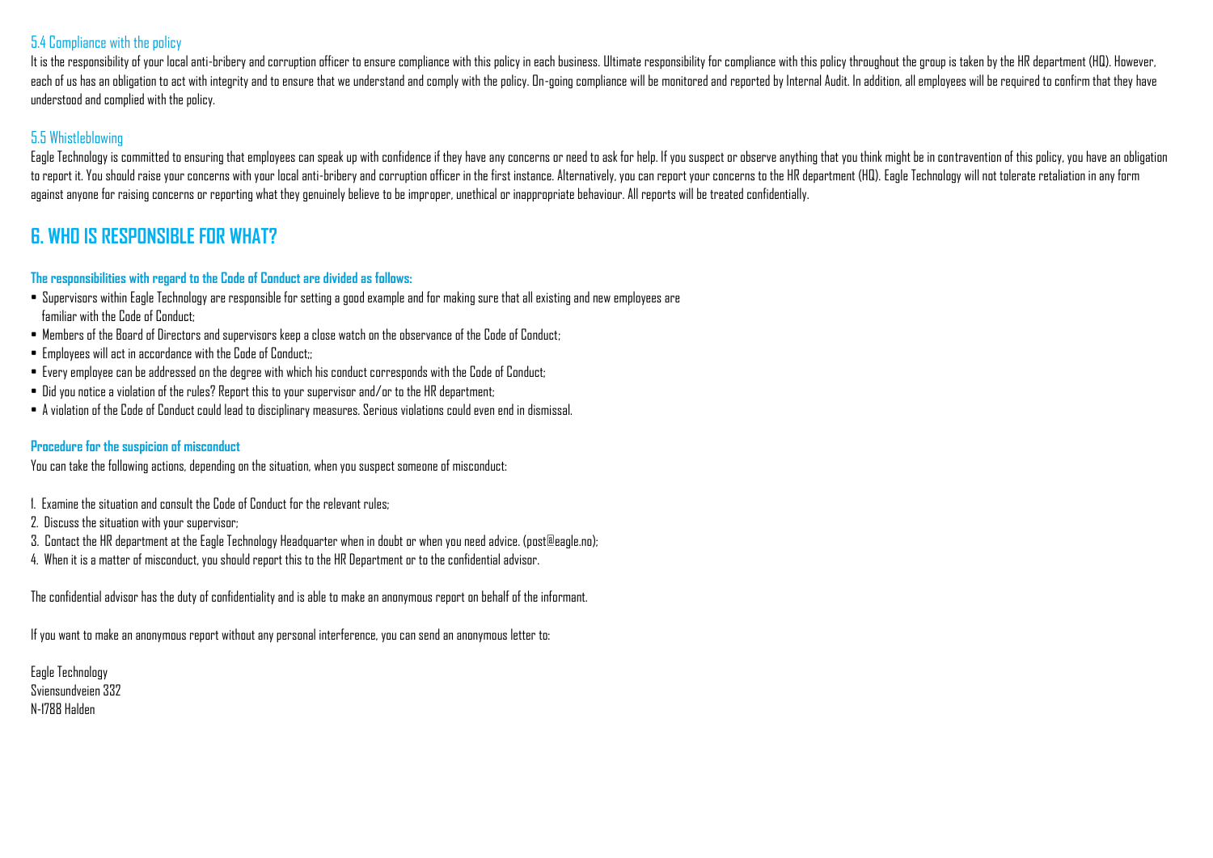### 5.4 Compliance with the policy

It is the responsibility of your local anti-bribery and corruption officer to ensure compliance with this policy in each business. Ultimate responsibility for compliance with this policy throughout the group is taken by the HR department (HQ). However, each of us has an obligation to act with integrity and to ensure that we understand and comply with the policy. On-going compliance will be monitored and reported by Internal Audit. In addition, all employees will be required to confirm that they have understood and complied with the policy.

### 5.5 Whistleblowing

Eagle Technology is committed to ensuring that employees can speak up with confidence if they have any concerns or need to ask for help. If you suspect or observe anything that you think might be in contravention of this policy, you have an obligation to report it. You should raise your concerns with your local anti-bribery and corruption officer in the first instance. Alternatively, you can report your concerns to the HR department (HQ). Eagle Technology will not tolerate retaliation in any form against anyone for raising concerns or reporting what they genuinely believe to be improper, unethical or inappropriate behaviour. All reports will be treated confidentially.

## 6. WHO IS RESPONSIBLE FOR WHAT?

**The responsibilities with regard to the Code of Conduct are divided as follows:**

- Supervisors within Eagle Technology are responsible for setting a good example and for making sure that all existing and new employees are familiar with the Code of Conduct;
- Members of the Board of Directors and supervisors keep a close watch on the observance of the Code of Conduct;
- Employees will act in accordance with the Code of Conduct;;
- Every employee can be addressed on the degree with which his conduct corresponds with the Code of Conduct;
- Did you notice a violation of the rules? Report this to your supervisor and/or to the HR department;
- A violation of the Code of Conduct could lead to disciplinary measures. Serious violations could even end in dismissal.

**Procedure for the suspicion of misconduct**

You can take the following actions, depending on the situation, when you suspect someone of misconduct:

1. Examine the situation and consult the Code of Conduct for the relevant rules;
2. Discuss the situation with your supervisor;
3. Contact the HR department at the Eagle Technology Headquarter when in doubt or when you need advice. (post@eagle.no);
4. When it is a matter of misconduct, you should report this to the HR Department or to the confidential advisor.

The confidential advisor has the duty of confidentiality and is able to make an anonymous report on behalf of the informant.

If you want to make an anonymous report without any personal interference, you can send an anonymous letter to:

Eagle Technology
Sviensundveien 332
N-1788 Halden